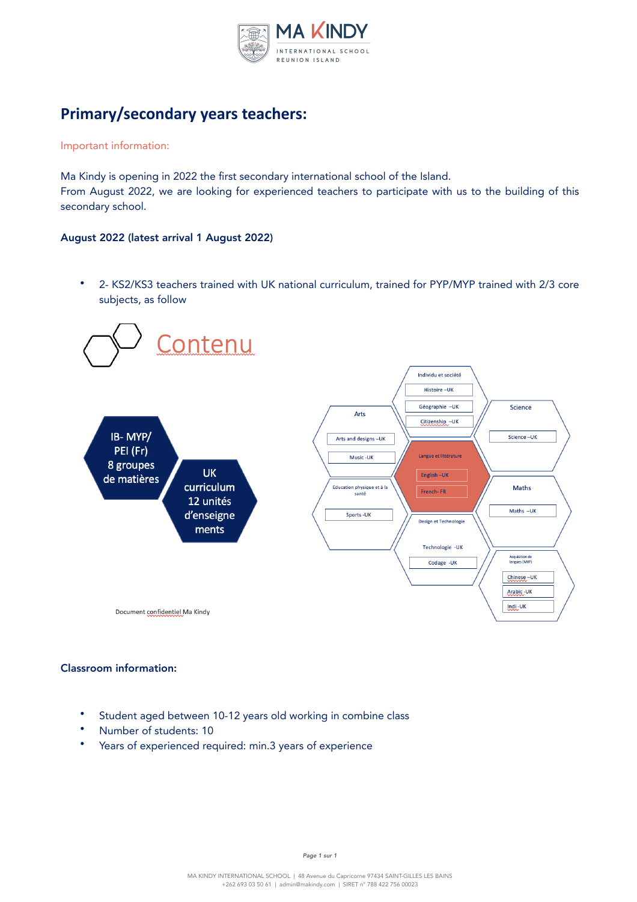# Primary/secondary years teachers:

Important information:

Ma Kindy is opening in 2022 the first secondary international school of the Island.
From August 2022, we are looking for experienced teachers to participate with us to the building of this secondary school.

**August 2022 (latest arrival 1 August 2022)**

- 2- KS2/KS3 teachers trained with UK national curriculum, trained for PYP/MYP trained with 2/3 core subjects, as follow

## Contenu

IB- MYP/ PEI (Fr) 8 groupes de matières

UK curriculum 12 unités d'enseignements

- Individu et société
  - Histoire –UK
  - Géographie –UK
  - Citizenship –UK
- Arts
  - Arts and designs –UK
  - Music -UK
- Science
  - Science –UK
- Langue et littérature
  - English –UK
  - French- FR
- Education physique et à la santé
  - Sports -UK
- Maths
  - Maths –UK
- Design et Technologie
  - Technologie -UK
  - Codage -UK
- Acquisition de langues (MYP)
  - Chinese –UK
  - Arabic -UK
  - Indi -UK

Document confidentiel Ma Kindy

**Classroom information:**

- Student aged between 10-12 years old working in combine class
- Number of students: 10
- Years of experienced required: min.3 years of experience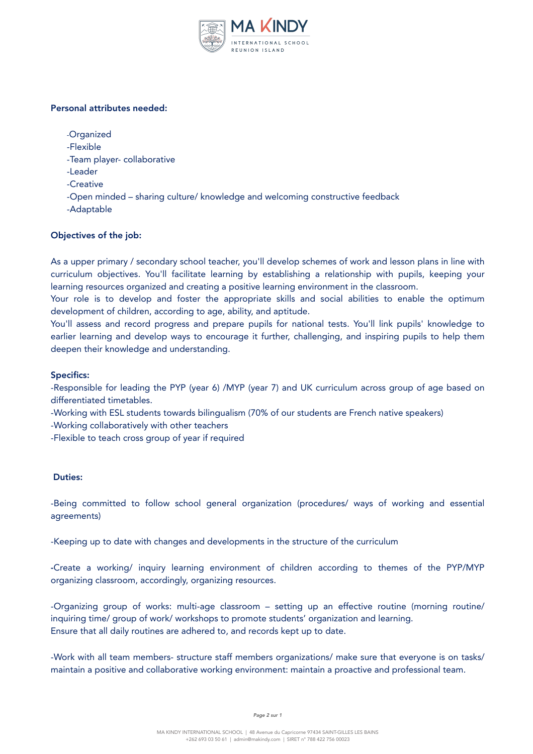**Personal attributes needed:**

- Organized
- Flexible
- Team player- collaborative
- Leader
- Creative
- Open minded – sharing culture/ knowledge and welcoming constructive feedback
- Adaptable

**Objectives of the job:**

As a upper primary / secondary school teacher, you'll develop schemes of work and lesson plans in line with curriculum objectives. You'll facilitate learning by establishing a relationship with pupils, keeping your learning resources organized and creating a positive learning environment in the classroom.
Your role is to develop and foster the appropriate skills and social abilities to enable the optimum development of children, according to age, ability, and aptitude.
You'll assess and record progress and prepare pupils for national tests. You'll link pupils' knowledge to earlier learning and develop ways to encourage it further, challenging, and inspiring pupils to help them deepen their knowledge and understanding.

**Specifics:**

-Responsible for leading the PYP (year 6) /MYP (year 7) and UK curriculum across group of age based on differentiated timetables.
-Working with ESL students towards bilingualism (70% of our students are French native speakers)
-Working collaboratively with other teachers
-Flexible to teach cross group of year if required

**Duties:**

-Being committed to follow school general organization (procedures/ ways of working and essential agreements)

-Keeping up to date with changes and developments in the structure of the curriculum

-Create a working/ inquiry learning environment of children according to themes of the PYP/MYP organizing classroom, accordingly, organizing resources.

-Organizing group of works: multi-age classroom – setting up an effective routine (morning routine/ inquiring time/ group of work/ workshops to promote students' organization and learning.
Ensure that all daily routines are adhered to, and records kept up to date.

-Work with all team members- structure staff members organizations/ make sure that everyone is on tasks/ maintain a positive and collaborative working environment: maintain a proactive and professional team.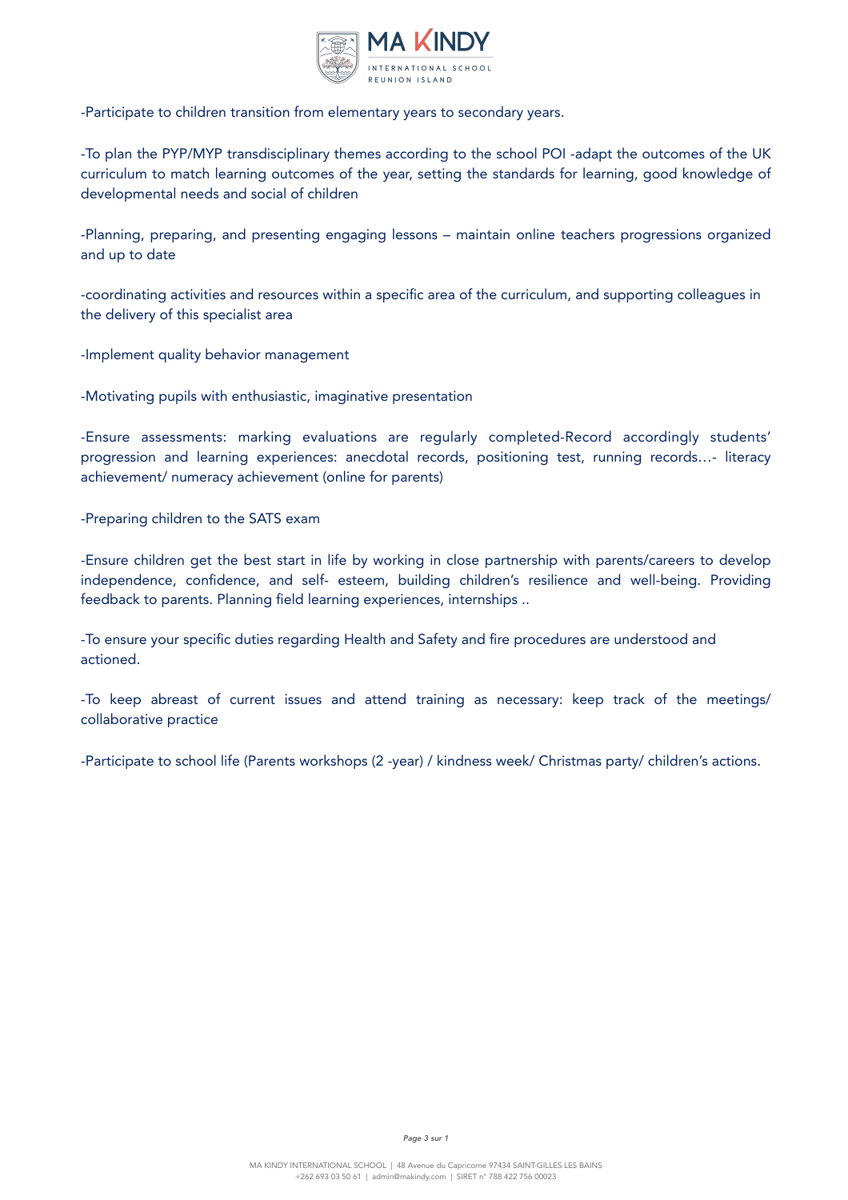-Participate to children transition from elementary years to secondary years.

-To plan the PYP/MYP transdisciplinary themes according to the school POI -adapt the outcomes of the UK curriculum to match learning outcomes of the year, setting the standards for learning, good knowledge of developmental needs and social of children

-Planning, preparing, and presenting engaging lessons – maintain online teachers progressions organized and up to date

-coordinating activities and resources within a specific area of the curriculum, and supporting colleagues in the delivery of this specialist area

-Implement quality behavior management

-Motivating pupils with enthusiastic, imaginative presentation

-Ensure assessments: marking evaluations are regularly completed-Record accordingly students' progression and learning experiences: anecdotal records, positioning test, running records…- literacy achievement/ numeracy achievement (online for parents)

-Preparing children to the SATS exam

-Ensure children get the best start in life by working in close partnership with parents/careers to develop independence, confidence, and self- esteem, building children's resilience and well-being. Providing feedback to parents. Planning field learning experiences, internships ..

-To ensure your specific duties regarding Health and Safety and fire procedures are understood and actioned.

-To keep abreast of current issues and attend training as necessary: keep track of the meetings/ collaborative practice

-Participate to school life (Parents workshops (2 -year) / kindness week/ Christmas party/ children's actions.